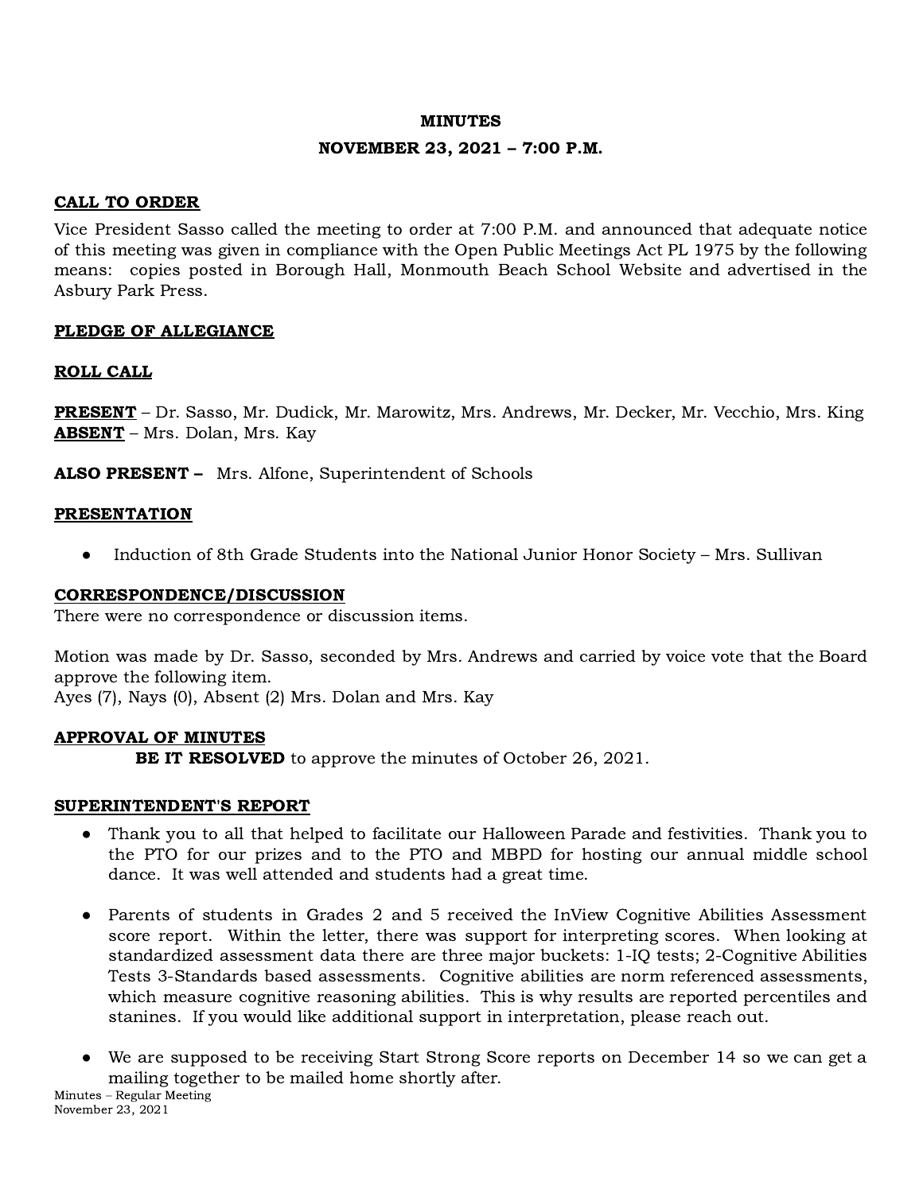# MINUTES

## NOVEMBER 23, 2021 – 7:00 P.M.

### CALL TO ORDER

Vice President Sasso called the meeting to order at 7:00 P.M. and announced that adequate notice of this meeting was given in compliance with the Open Public Meetings Act PL 1975 by the following means: copies posted in Borough Hall, Monmouth Beach School Website and advertised in the Asbury Park Press.

### PLEDGE OF ALLEGIANCE

### ROLL CALL

**PRESENT** – Dr. Sasso, Mr. Dudick, Mr. Marowitz, Mrs. Andrews, Mr. Decker, Mr. Vecchio, Mrs. King
**ABSENT** – Mrs. Dolan, Mrs. Kay

**ALSO PRESENT –** Mrs. Alfone, Superintendent of Schools

### PRESENTATION

- Induction of 8th Grade Students into the National Junior Honor Society – Mrs. Sullivan

### CORRESPONDENCE/DISCUSSION

There were no correspondence or discussion items.

Motion was made by Dr. Sasso, seconded by Mrs. Andrews and carried by voice vote that the Board approve the following item.
Ayes (7), Nays (0), Absent (2) Mrs. Dolan and Mrs. Kay

### APPROVAL OF MINUTES

**BE IT RESOLVED** to approve the minutes of October 26, 2021.

### SUPERINTENDENT'S REPORT

- Thank you to all that helped to facilitate our Halloween Parade and festivities. Thank you to the PTO for our prizes and to the PTO and MBPD for hosting our annual middle school dance. It was well attended and students had a great time.
- Parents of students in Grades 2 and 5 received the InView Cognitive Abilities Assessment score report. Within the letter, there was support for interpreting scores. When looking at standardized assessment data there are three major buckets: 1-IQ tests; 2-Cognitive Abilities Tests 3-Standards based assessments. Cognitive abilities are norm referenced assessments, which measure cognitive reasoning abilities. This is why results are reported percentiles and stanines. If you would like additional support in interpretation, please reach out.
- We are supposed to be receiving Start Strong Score reports on December 14 so we can get a mailing together to be mailed home shortly after.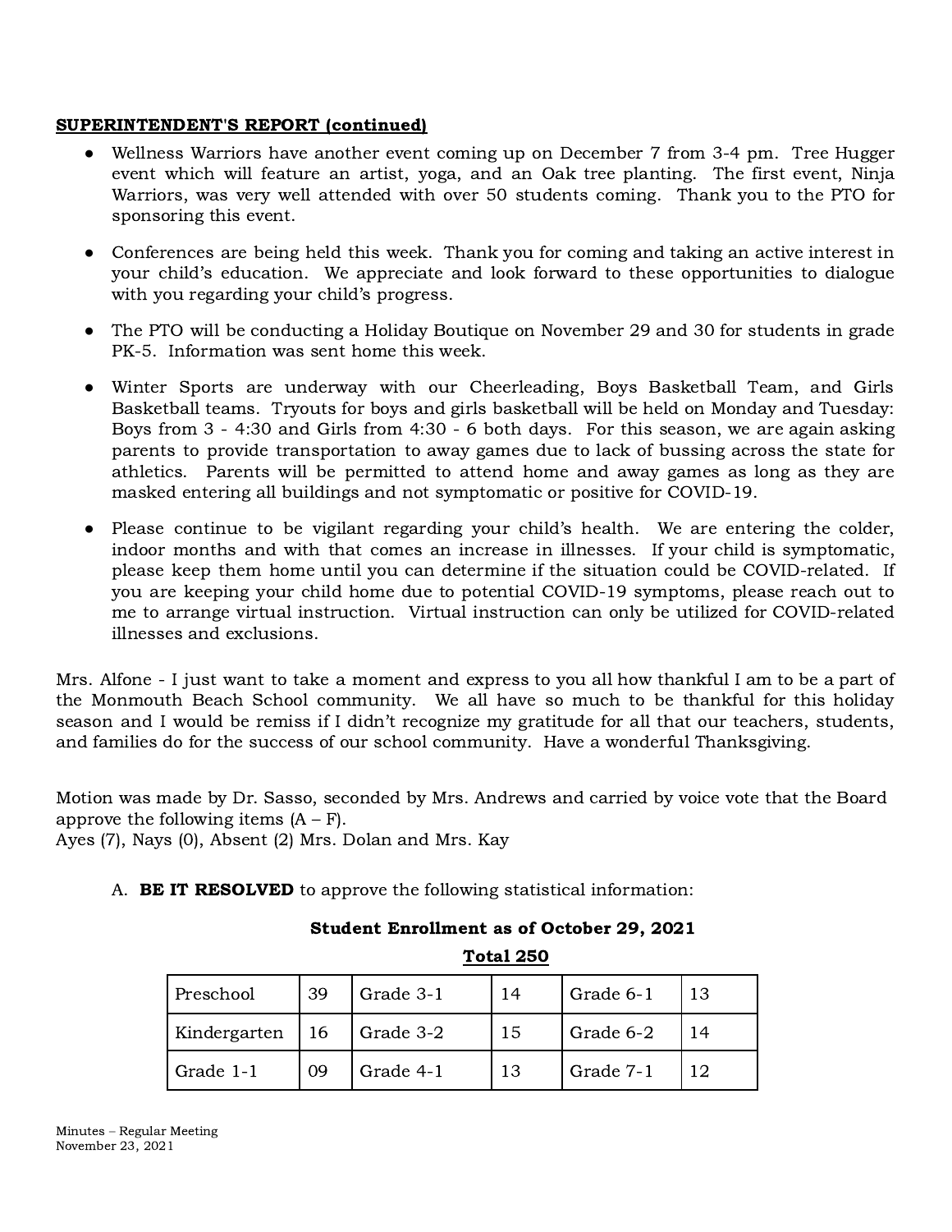**SUPERINTENDENT'S REPORT (continued)**

- Wellness Warriors have another event coming up on December 7 from 3-4 pm. Tree Hugger event which will feature an artist, yoga, and an Oak tree planting. The first event, Ninja Warriors, was very well attended with over 50 students coming. Thank you to the PTO for sponsoring this event.

- Conferences are being held this week. Thank you for coming and taking an active interest in your child's education. We appreciate and look forward to these opportunities to dialogue with you regarding your child's progress.

- The PTO will be conducting a Holiday Boutique on November 29 and 30 for students in grade PK-5. Information was sent home this week.

- Winter Sports are underway with our Cheerleading, Boys Basketball Team, and Girls Basketball teams. Tryouts for boys and girls basketball will be held on Monday and Tuesday: Boys from 3 - 4:30 and Girls from 4:30 - 6 both days. For this season, we are again asking parents to provide transportation to away games due to lack of bussing across the state for athletics. Parents will be permitted to attend home and away games as long as they are masked entering all buildings and not symptomatic or positive for COVID-19.

- Please continue to be vigilant regarding your child's health. We are entering the colder, indoor months and with that comes an increase in illnesses. If your child is symptomatic, please keep them home until you can determine if the situation could be COVID-related. If you are keeping your child home due to potential COVID-19 symptoms, please reach out to me to arrange virtual instruction. Virtual instruction can only be utilized for COVID-related illnesses and exclusions.

Mrs. Alfone - I just want to take a moment and express to you all how thankful I am to be a part of the Monmouth Beach School community. We all have so much to be thankful for this holiday season and I would be remiss if I didn't recognize my gratitude for all that our teachers, students, and families do for the success of our school community. Have a wonderful Thanksgiving.

Motion was made by Dr. Sasso, seconded by Mrs. Andrews and carried by voice vote that the Board approve the following items (A – F).
Ayes (7), Nays (0), Absent (2) Mrs. Dolan and Mrs. Kay

A. **BE IT RESOLVED** to approve the following statistical information:

**Student Enrollment as of October 29, 2021**

**Total 250**

| Preschool | 39 | Grade 3-1 | 14 | Grade 6-1 | 13 |
|---|---|---|---|---|---|
| Kindergarten | 16 | Grade 3-2 | 15 | Grade 6-2 | 14 |
| Grade 1-1 | 09 | Grade 4-1 | 13 | Grade 7-1 | 12 |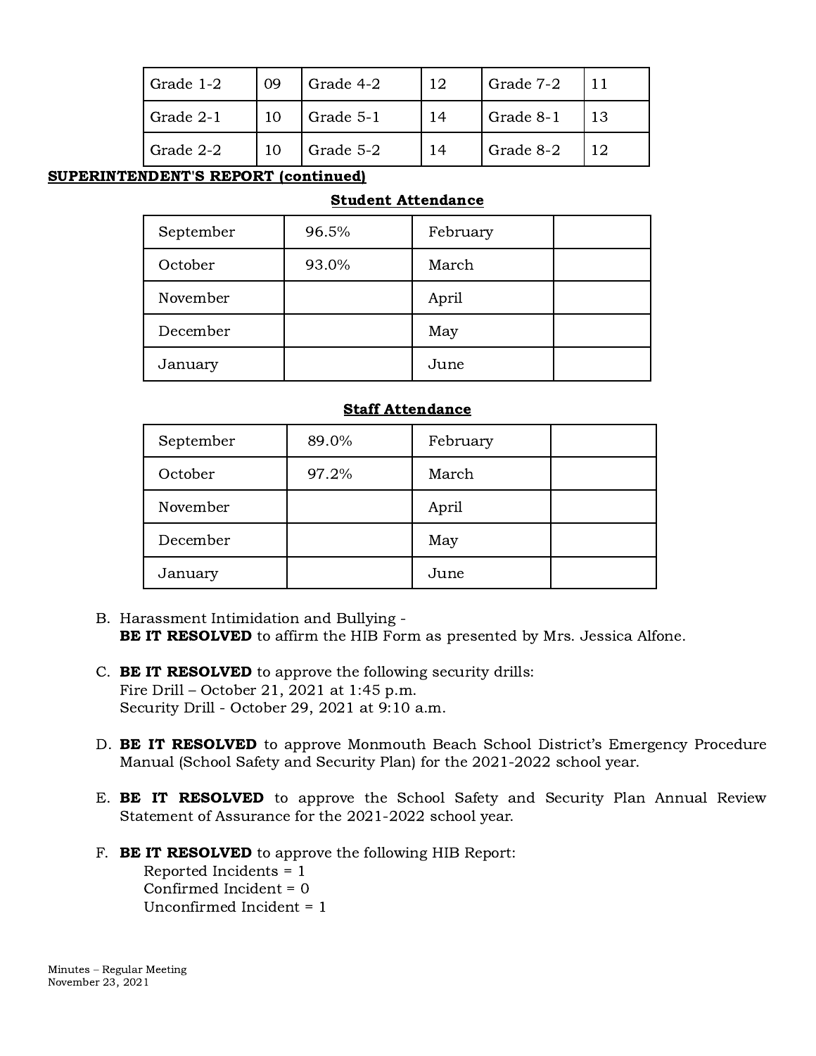| Grade 1-2 | 09 | Grade 4-2 | 12 | Grade 7-2 | 11 |
|---|---|---|---|---|---|
| Grade 2-1 | 10 | Grade 5-1 | 14 | Grade 8-1 | 13 |
| Grade 2-2 | 10 | Grade 5-2 | 14 | Grade 8-2 | 12 |

**SUPERINTENDENT'S REPORT (continued)**

**Student Attendance**

| September | 96.5% | February | |
|---|---|---|---|
| October | 93.0% | March | |
| November | | April | |
| December | | May | |
| January | | June | |

**Staff Attendance**

| September | 89.0% | February | |
|---|---|---|---|
| October | 97.2% | March | |
| November | | April | |
| December | | May | |
| January | | June | |

B. Harassment Intimidation and Bullying -
**BE IT RESOLVED** to affirm the HIB Form as presented by Mrs. Jessica Alfone.

C. **BE IT RESOLVED** to approve the following security drills:
Fire Drill – October 21, 2021 at 1:45 p.m.
Security Drill - October 29, 2021 at 9:10 a.m.

D. **BE IT RESOLVED** to approve Monmouth Beach School District's Emergency Procedure Manual (School Safety and Security Plan) for the 2021-2022 school year.

E. **BE IT RESOLVED** to approve the School Safety and Security Plan Annual Review Statement of Assurance for the 2021-2022 school year.

F. **BE IT RESOLVED** to approve the following HIB Report:
Reported Incidents = 1
Confirmed Incident = 0
Unconfirmed Incident = 1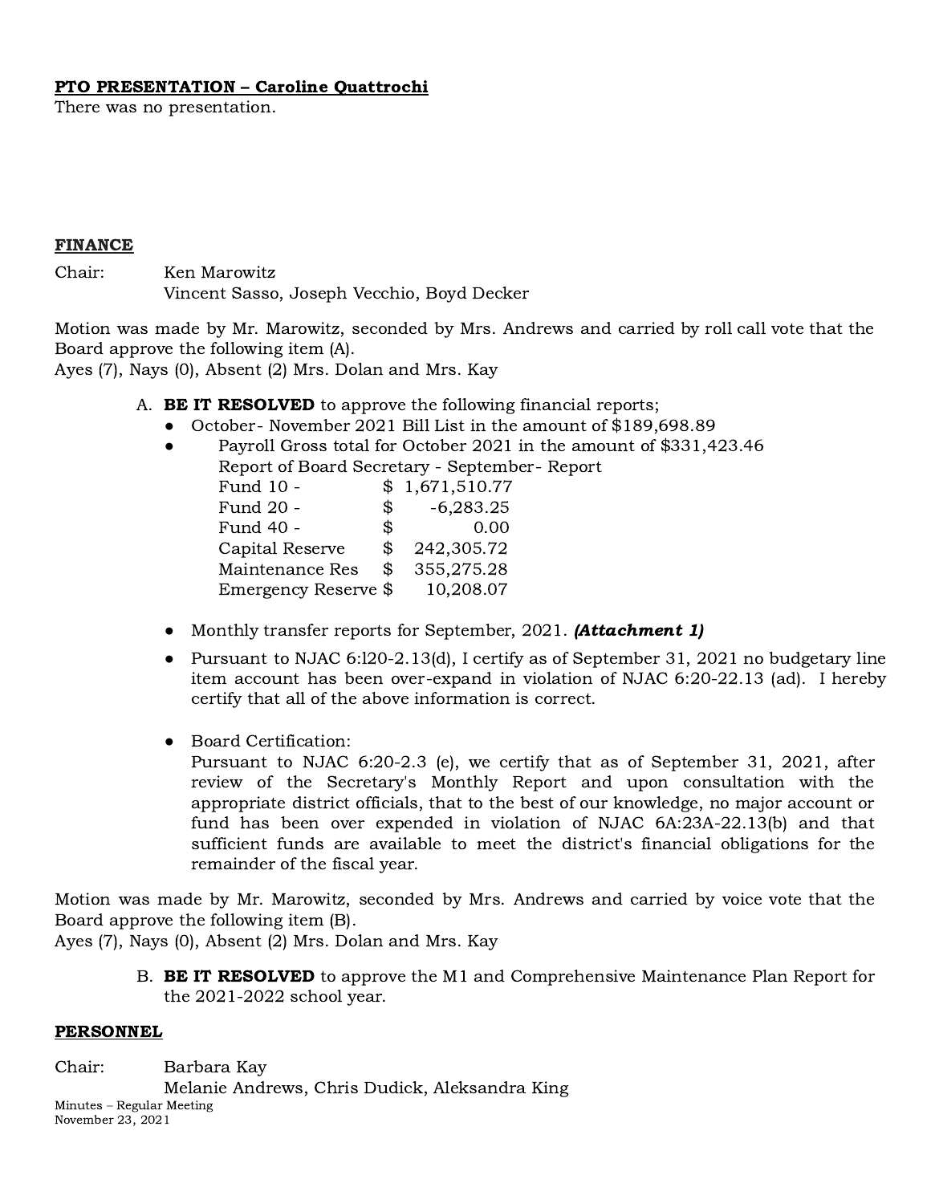**PTO PRESENTATION – Caroline Quattrochi**

There was no presentation.

**FINANCE**

Chair: Ken Marowitz
Vincent Sasso, Joseph Vecchio, Boyd Decker

Motion was made by Mr. Marowitz, seconded by Mrs. Andrews and carried by roll call vote that the Board approve the following item (A).
Ayes (7), Nays (0), Absent (2) Mrs. Dolan and Mrs. Kay

A. **BE IT RESOLVED** to approve the following financial reports;
   - October- November 2021 Bill List in the amount of $189,698.89
   - Payroll Gross total for October 2021 in the amount of $331,423.46
     Report of Board Secretary - September- Report

| | |
|---|---|
| Fund 10 - | $ 1,671,510.77 |
| Fund 20 - | $ -6,283.25 |
| Fund 40 - | $ 0.00 |
| Capital Reserve | $ 242,305.72 |
| Maintenance Res | $ 355,275.28 |
| Emergency Reserve | $ 10,208.07 |

   - Monthly transfer reports for September, 2021. ***(Attachment 1)***
   - Pursuant to NJAC 6:l20-2.13(d), I certify as of September 31, 2021 no budgetary line item account has been over-expand in violation of NJAC 6:20-22.13 (ad). I hereby certify that all of the above information is correct.
   - Board Certification:
     Pursuant to NJAC 6:20-2.3 (e), we certify that as of September 31, 2021, after review of the Secretary's Monthly Report and upon consultation with the appropriate district officials, that to the best of our knowledge, no major account or fund has been over expended in violation of NJAC 6A:23A-22.13(b) and that sufficient funds are available to meet the district's financial obligations for the remainder of the fiscal year.

Motion was made by Mr. Marowitz, seconded by Mrs. Andrews and carried by voice vote that the Board approve the following item (B).
Ayes (7), Nays (0), Absent (2) Mrs. Dolan and Mrs. Kay

B. **BE IT RESOLVED** to approve the M1 and Comprehensive Maintenance Plan Report for the 2021-2022 school year.

**PERSONNEL**

Chair: Barbara Kay
Melanie Andrews, Chris Dudick, Aleksandra King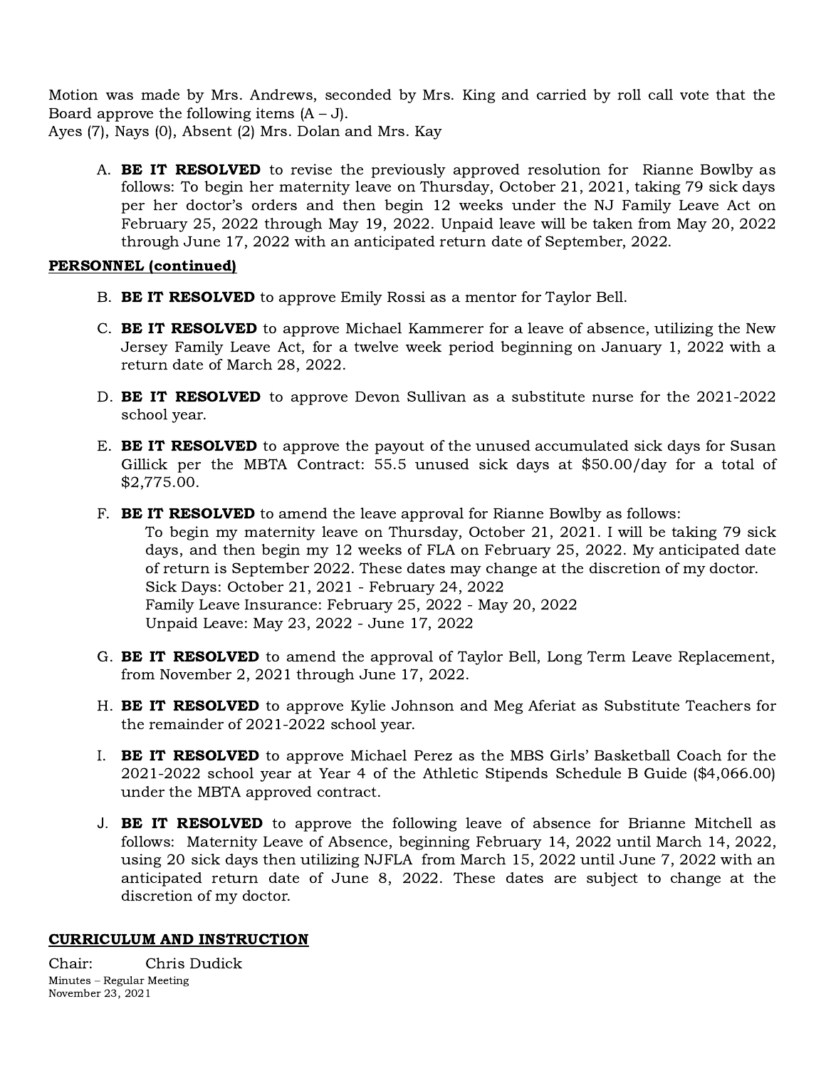Motion was made by Mrs. Andrews, seconded by Mrs. King and carried by roll call vote that the Board approve the following items (A – J).
Ayes (7), Nays (0), Absent (2) Mrs. Dolan and Mrs. Kay

A. **BE IT RESOLVED** to revise the previously approved resolution for Rianne Bowlby as follows: To begin her maternity leave on Thursday, October 21, 2021, taking 79 sick days per her doctor's orders and then begin 12 weeks under the NJ Family Leave Act on February 25, 2022 through May 19, 2022. Unpaid leave will be taken from May 20, 2022 through June 17, 2022 with an anticipated return date of September, 2022.

**PERSONNEL (continued)**

B. **BE IT RESOLVED** to approve Emily Rossi as a mentor for Taylor Bell.

C. **BE IT RESOLVED** to approve Michael Kammerer for a leave of absence, utilizing the New Jersey Family Leave Act, for a twelve week period beginning on January 1, 2022 with a return date of March 28, 2022.

D. **BE IT RESOLVED** to approve Devon Sullivan as a substitute nurse for the 2021-2022 school year.

E. **BE IT RESOLVED** to approve the payout of the unused accumulated sick days for Susan Gillick per the MBTA Contract: 55.5 unused sick days at $50.00/day for a total of $2,775.00.

F. **BE IT RESOLVED** to amend the leave approval for Rianne Bowlby as follows:
To begin my maternity leave on Thursday, October 21, 2021. I will be taking 79 sick days, and then begin my 12 weeks of FLA on February 25, 2022. My anticipated date of return is September 2022. These dates may change at the discretion of my doctor.
Sick Days: October 21, 2021 - February 24, 2022
Family Leave Insurance: February 25, 2022 - May 20, 2022
Unpaid Leave: May 23, 2022 - June 17, 2022

G. **BE IT RESOLVED** to amend the approval of Taylor Bell, Long Term Leave Replacement, from November 2, 2021 through June 17, 2022.

H. **BE IT RESOLVED** to approve Kylie Johnson and Meg Aferiat as Substitute Teachers for the remainder of 2021-2022 school year.

I. **BE IT RESOLVED** to approve Michael Perez as the MBS Girls' Basketball Coach for the 2021-2022 school year at Year 4 of the Athletic Stipends Schedule B Guide ($4,066.00) under the MBTA approved contract.

J. **BE IT RESOLVED** to approve the following leave of absence for Brianne Mitchell as follows: Maternity Leave of Absence, beginning February 14, 2022 until March 14, 2022, using 20 sick days then utilizing NJFLA from March 15, 2022 until June 7, 2022 with an anticipated return date of June 8, 2022. These dates are subject to change at the discretion of my doctor.

**CURRICULUM AND INSTRUCTION**

Chair: Chris Dudick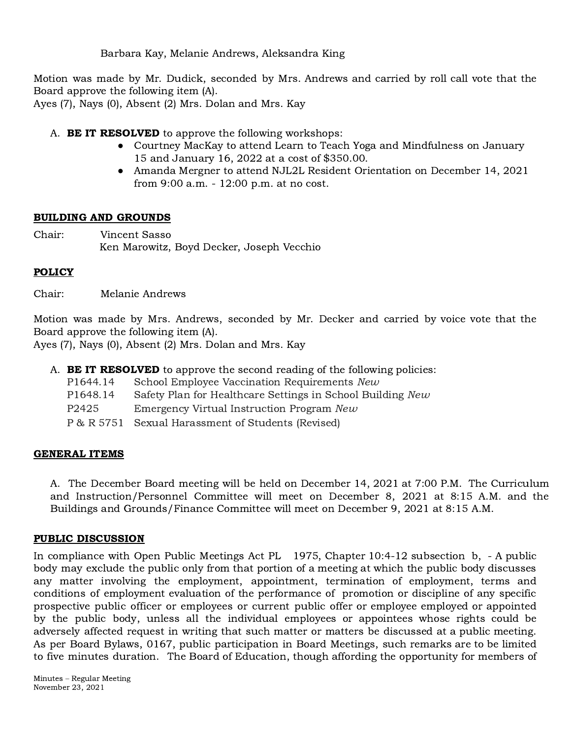Barbara Kay, Melanie Andrews, Aleksandra King

Motion was made by Mr. Dudick, seconded by Mrs. Andrews and carried by roll call vote that the Board approve the following item (A).
Ayes (7), Nays (0), Absent (2) Mrs. Dolan and Mrs. Kay

A. **BE IT RESOLVED** to approve the following workshops:
   - Courtney MacKay to attend Learn to Teach Yoga and Mindfulness on January 15 and January 16, 2022 at a cost of $350.00.
   - Amanda Mergner to attend NJL2L Resident Orientation on December 14, 2021 from 9:00 a.m. - 12:00 p.m. at no cost.

## BUILDING AND GROUNDS

Chair: Vincent Sasso
Ken Marowitz, Boyd Decker, Joseph Vecchio

## POLICY

Chair: Melanie Andrews

Motion was made by Mrs. Andrews, seconded by Mr. Decker and carried by voice vote that the Board approve the following item (A).
Ayes (7), Nays (0), Absent (2) Mrs. Dolan and Mrs. Kay

A. **BE IT RESOLVED** to approve the second reading of the following policies:
   P1644.14 School Employee Vaccination Requirements *New*
   P1648.14 Safety Plan for Healthcare Settings in School Building *New*
   P2425 Emergency Virtual Instruction Program *New*
   P & R 5751 Sexual Harassment of Students (Revised)

## GENERAL ITEMS

A. The December Board meeting will be held on December 14, 2021 at 7:00 P.M. The Curriculum and Instruction/Personnel Committee will meet on December 8, 2021 at 8:15 A.M. and the Buildings and Grounds/Finance Committee will meet on December 9, 2021 at 8:15 A.M.

## PUBLIC DISCUSSION

In compliance with Open Public Meetings Act PL 1975, Chapter 10:4-12 subsection b, - A public body may exclude the public only from that portion of a meeting at which the public body discusses any matter involving the employment, appointment, termination of employment, terms and conditions of employment evaluation of the performance of promotion or discipline of any specific prospective public officer or employees or current public offer or employee employed or appointed by the public body, unless all the individual employees or appointees whose rights could be adversely affected request in writing that such matter or matters be discussed at a public meeting. As per Board Bylaws, 0167, public participation in Board Meetings, such remarks are to be limited to five minutes duration. The Board of Education, though affording the opportunity for members of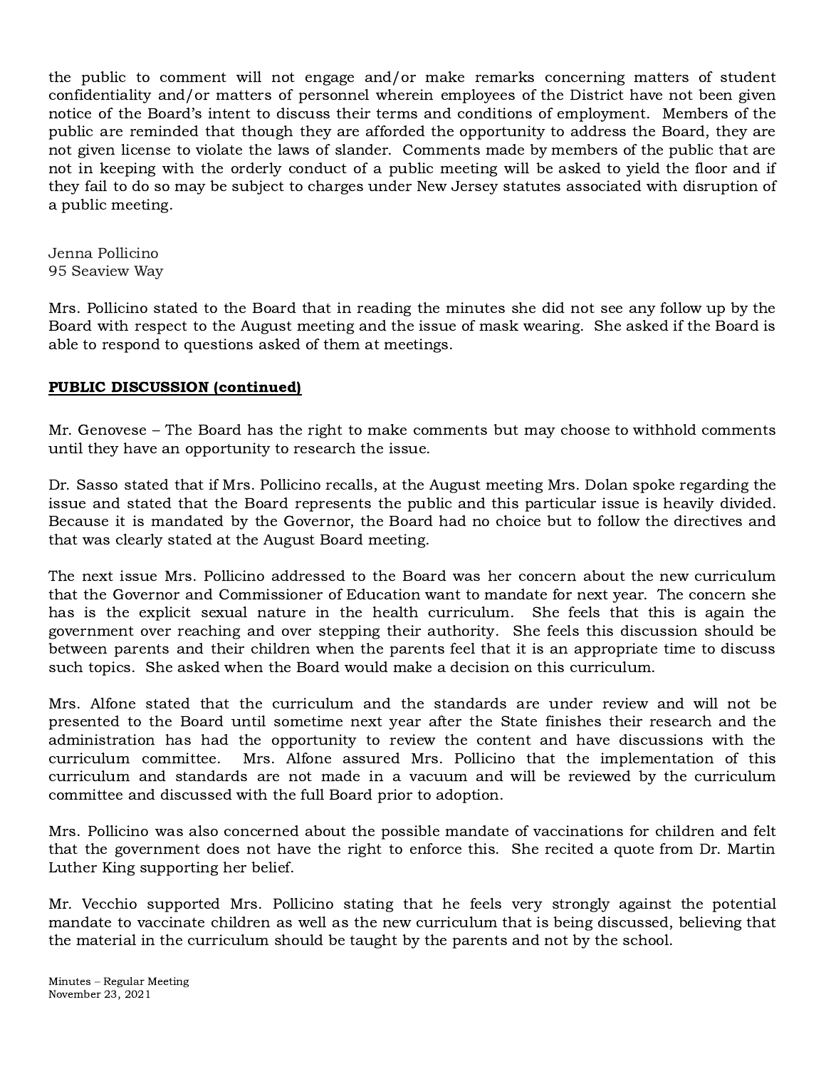the public to comment will not engage and/or make remarks concerning matters of student confidentiality and/or matters of personnel wherein employees of the District have not been given notice of the Board's intent to discuss their terms and conditions of employment. Members of the public are reminded that though they are afforded the opportunity to address the Board, they are not given license to violate the laws of slander. Comments made by members of the public that are not in keeping with the orderly conduct of a public meeting will be asked to yield the floor and if they fail to do so may be subject to charges under New Jersey statutes associated with disruption of a public meeting.

Jenna Pollicino
95 Seaview Way

Mrs. Pollicino stated to the Board that in reading the minutes she did not see any follow up by the Board with respect to the August meeting and the issue of mask wearing. She asked if the Board is able to respond to questions asked of them at meetings.

**PUBLIC DISCUSSION (continued)**

Mr. Genovese – The Board has the right to make comments but may choose to withhold comments until they have an opportunity to research the issue.

Dr. Sasso stated that if Mrs. Pollicino recalls, at the August meeting Mrs. Dolan spoke regarding the issue and stated that the Board represents the public and this particular issue is heavily divided. Because it is mandated by the Governor, the Board had no choice but to follow the directives and that was clearly stated at the August Board meeting.

The next issue Mrs. Pollicino addressed to the Board was her concern about the new curriculum that the Governor and Commissioner of Education want to mandate for next year. The concern she has is the explicit sexual nature in the health curriculum. She feels that this is again the government over reaching and over stepping their authority. She feels this discussion should be between parents and their children when the parents feel that it is an appropriate time to discuss such topics. She asked when the Board would make a decision on this curriculum.

Mrs. Alfone stated that the curriculum and the standards are under review and will not be presented to the Board until sometime next year after the State finishes their research and the administration has had the opportunity to review the content and have discussions with the curriculum committee. Mrs. Alfone assured Mrs. Pollicino that the implementation of this curriculum and standards are not made in a vacuum and will be reviewed by the curriculum committee and discussed with the full Board prior to adoption.

Mrs. Pollicino was also concerned about the possible mandate of vaccinations for children and felt that the government does not have the right to enforce this. She recited a quote from Dr. Martin Luther King supporting her belief.

Mr. Vecchio supported Mrs. Pollicino stating that he feels very strongly against the potential mandate to vaccinate children as well as the new curriculum that is being discussed, believing that the material in the curriculum should be taught by the parents and not by the school.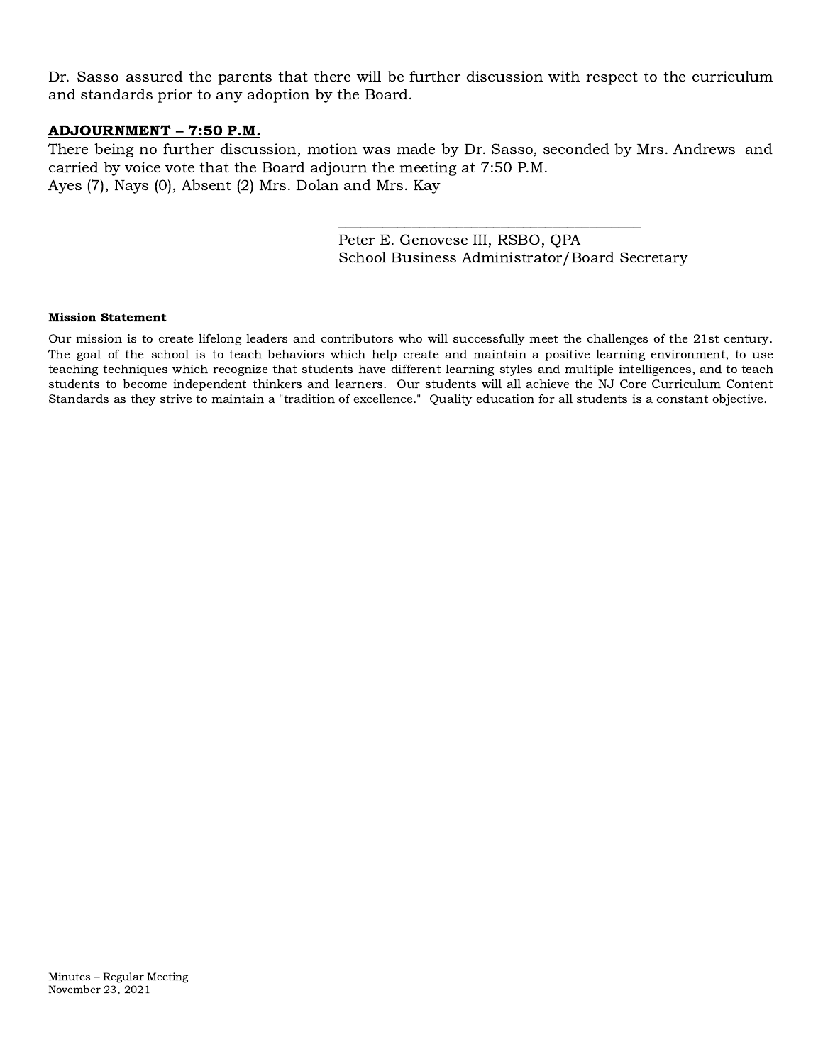Dr. Sasso assured the parents that there will be further discussion with respect to the curriculum and standards prior to any adoption by the Board.

**ADJOURNMENT – 7:50 P.M.**

There being no further discussion, motion was made by Dr. Sasso, seconded by Mrs. Andrews and carried by voice vote that the Board adjourn the meeting at 7:50 P.M.
Ayes (7), Nays (0), Absent (2) Mrs. Dolan and Mrs. Kay

\_\_\_\_\_\_\_\_\_\_\_\_\_\_\_\_\_\_\_\_\_\_\_\_\_\_\_\_\_\_\_\_\_\_\_\_\_\_\_\_\_\_
Peter E. Genovese III, RSBO, QPA
School Business Administrator/Board Secretary

**Mission Statement**

Our mission is to create lifelong leaders and contributors who will successfully meet the challenges of the 21st century. The goal of the school is to teach behaviors which help create and maintain a positive learning environment, to use teaching techniques which recognize that students have different learning styles and multiple intelligences, and to teach students to become independent thinkers and learners. Our students will all achieve the NJ Core Curriculum Content Standards as they strive to maintain a "tradition of excellence." Quality education for all students is a constant objective.